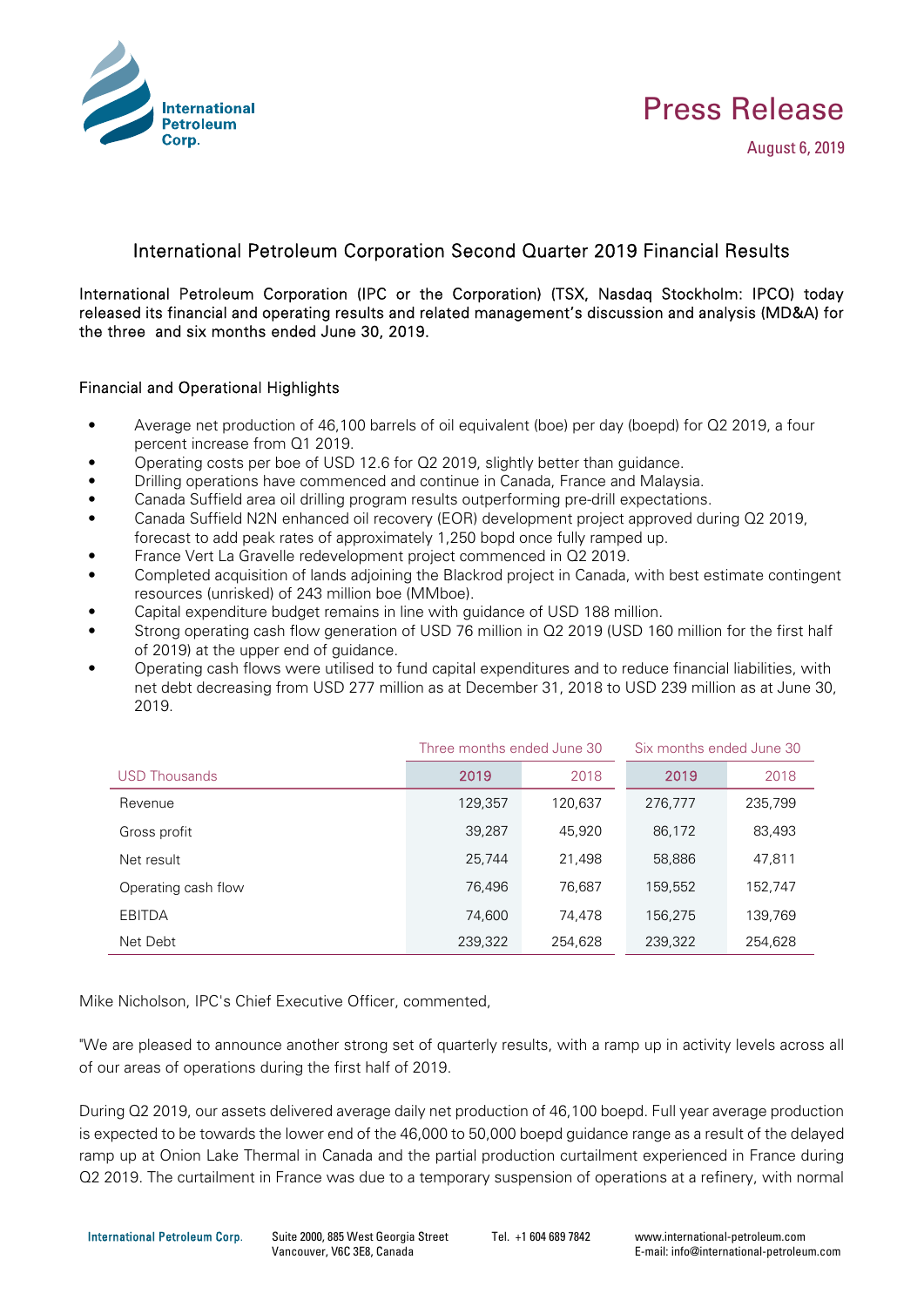# Press Release

August 6, 2019

## International Petroleum Corporation Second Quarter 2019 Financial Results

International Petroleum Corporation (IPC or the Corporation) (TSX, Nasdaq Stockholm: IPCO) today released its financial and operating results and related management's discussion and analysis (MD&A) for the three and six months ended June 30, 2019.

### Financial and Operational Highlights

- Average net production of 46,100 barrels of oil equivalent (boe) per day (boepd) for Q2 2019, a four percent increase from Q1 2019.
- Operating costs per boe of USD 12.6 for Q2 2019, slightly better than guidance.
- Drilling operations have commenced and continue in Canada, France and Malaysia.
- Canada Suffield area oil drilling program results outperforming pre-drill expectations.
- Canada Suffield N2N enhanced oil recovery (EOR) development project approved during Q2 2019, forecast to add peak rates of approximately 1,250 bopd once fully ramped up.
- France Vert La Gravelle redevelopment project commenced in Q2 2019.
- Completed acquisition of lands adjoining the Blackrod project in Canada, with best estimate contingent resources (unrisked) of 243 million boe (MMboe).
- Capital expenditure budget remains in line with guidance of USD 188 million.
- Strong operating cash flow generation of USD 76 million in Q2 2019 (USD 160 million for the first half of 2019) at the upper end of guidance.
- Operating cash flows were utilised to fund capital expenditures and to reduce financial liabilities, with net debt decreasing from USD 277 million as at December 31, 2018 to USD 239 million as at June 30, 2019.

| | Three months ended June 30 | | Six months ended June 30 | |
|---|---|---|---|---|
| USD Thousands | 2019 | 2018 | 2019 | 2018 |
| Revenue | 129,357 | 120,637 | 276,777 | 235,799 |
| Gross profit | 39,287 | 45,920 | 86,172 | 83,493 |
| Net result | 25,744 | 21,498 | 58,886 | 47,811 |
| Operating cash flow | 76,496 | 76,687 | 159,552 | 152,747 |
| EBITDA | 74,600 | 74,478 | 156,275 | 139,769 |
| Net Debt | 239,322 | 254,628 | 239,322 | 254,628 |

Mike Nicholson, IPC's Chief Executive Officer, commented,

"We are pleased to announce another strong set of quarterly results, with a ramp up in activity levels across all of our areas of operations during the first half of 2019.

During Q2 2019, our assets delivered average daily net production of 46,100 boepd. Full year average production is expected to be towards the lower end of the 46,000 to 50,000 boepd guidance range as a result of the delayed ramp up at Onion Lake Thermal in Canada and the partial production curtailment experienced in France during Q2 2019. The curtailment in France was due to a temporary suspension of operations at a refinery, with normal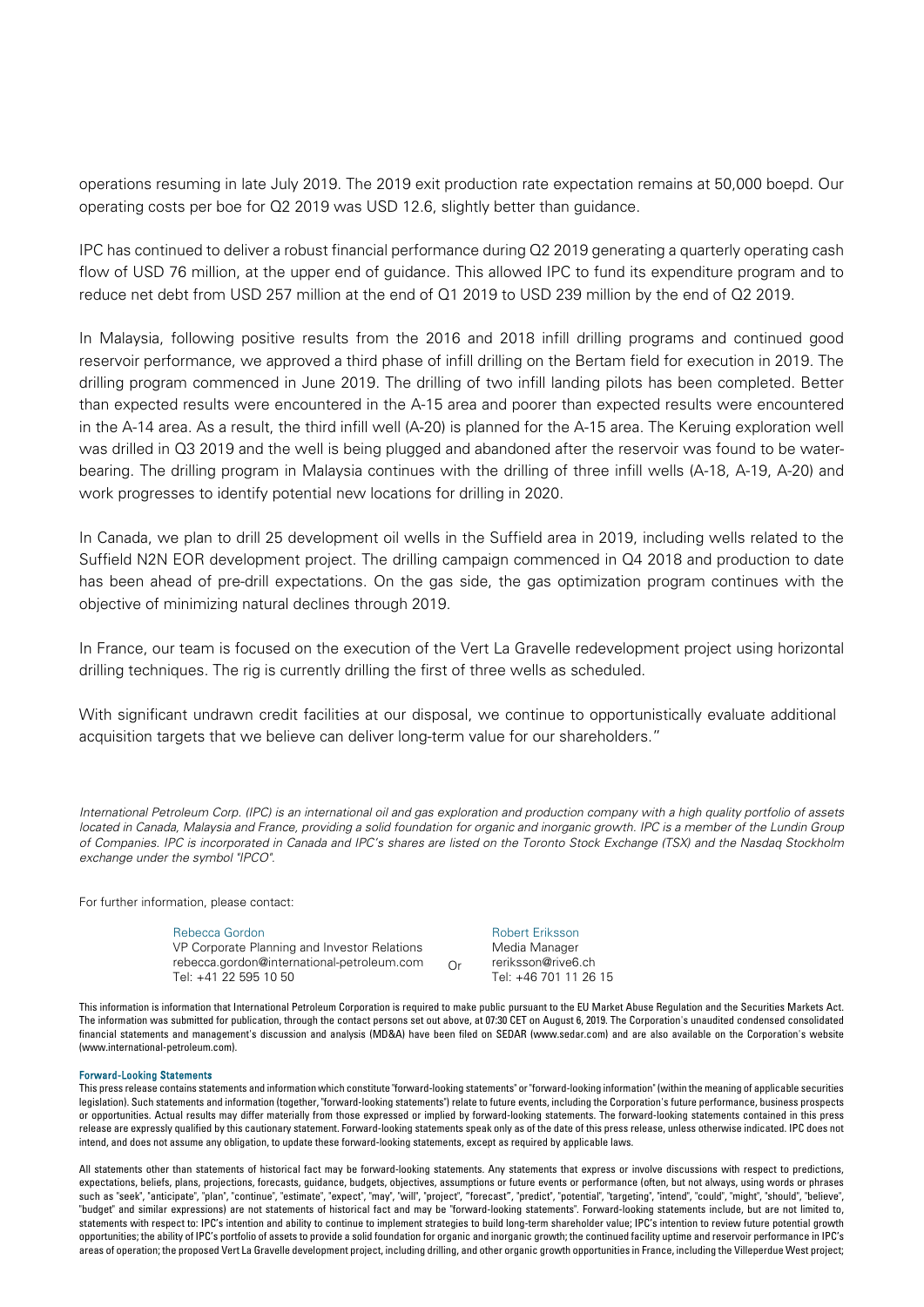operations resuming in late July 2019. The 2019 exit production rate expectation remains at 50,000 boepd. Our operating costs per boe for Q2 2019 was USD 12.6, slightly better than guidance.

IPC has continued to deliver a robust financial performance during Q2 2019 generating a quarterly operating cash flow of USD 76 million, at the upper end of guidance. This allowed IPC to fund its expenditure program and to reduce net debt from USD 257 million at the end of Q1 2019 to USD 239 million by the end of Q2 2019.

In Malaysia, following positive results from the 2016 and 2018 infill drilling programs and continued good reservoir performance, we approved a third phase of infill drilling on the Bertam field for execution in 2019. The drilling program commenced in June 2019. The drilling of two infill landing pilots has been completed. Better than expected results were encountered in the A-15 area and poorer than expected results were encountered in the A-14 area. As a result, the third infill well (A-20) is planned for the A-15 area. The Keruing exploration well was drilled in Q3 2019 and the well is being plugged and abandoned after the reservoir was found to be water-bearing. The drilling program in Malaysia continues with the drilling of three infill wells (A-18, A-19, A-20) and work progresses to identify potential new locations for drilling in 2020.

In Canada, we plan to drill 25 development oil wells in the Suffield area in 2019, including wells related to the Suffield N2N EOR development project. The drilling campaign commenced in Q4 2018 and production to date has been ahead of pre-drill expectations. On the gas side, the gas optimization program continues with the objective of minimizing natural declines through 2019.

In France, our team is focused on the execution of the Vert La Gravelle redevelopment project using horizontal drilling techniques. The rig is currently drilling the first of three wells as scheduled.

With significant undrawn credit facilities at our disposal, we continue to opportunistically evaluate additional acquisition targets that we believe can deliver long-term value for our shareholders."

*International Petroleum Corp. (IPC) is an international oil and gas exploration and production company with a high quality portfolio of assets located in Canada, Malaysia and France, providing a solid foundation for organic and inorganic growth. IPC is a member of the Lundin Group of Companies. IPC is incorporated in Canada and IPC's shares are listed on the Toronto Stock Exchange (TSX) and the Nasdaq Stockholm exchange under the symbol "IPCO".*

For further information, please contact:

Rebecca Gordon
VP Corporate Planning and Investor Relations
rebecca.gordon@international-petroleum.com
Tel: +41 22 595 10 50

Or

Robert Eriksson
Media Manager
reriksson@rive6.ch
Tel: +46 701 11 26 15

This information is information that International Petroleum Corporation is required to make public pursuant to the EU Market Abuse Regulation and the Securities Markets Act. The information was submitted for publication, through the contact persons set out above, at 07:30 CET on August 6, 2019. The Corporation's unaudited condensed consolidated financial statements and management's discussion and analysis (MD&A) have been filed on SEDAR (www.sedar.com) and are also available on the Corporation's website (www.international-petroleum.com).

#### Forward-Looking Statements

This press release contains statements and information which constitute "forward-looking statements" or "forward-looking information" (within the meaning of applicable securities legislation). Such statements and information (together, "forward-looking statements") relate to future events, including the Corporation's future performance, business prospects or opportunities. Actual results may differ materially from those expressed or implied by forward-looking statements. The forward-looking statements contained in this press release are expressly qualified by this cautionary statement. Forward-looking statements speak only as of the date of this press release, unless otherwise indicated. IPC does not intend, and does not assume any obligation, to update these forward-looking statements, except as required by applicable laws.

All statements other than statements of historical fact may be forward-looking statements. Any statements that express or involve discussions with respect to predictions, expectations, beliefs, plans, projections, forecasts, guidance, budgets, objectives, assumptions or future events or performance (often, but not always, using words or phrases such as "seek", "anticipate", "plan", "continue", "estimate", "expect", "may", "will", "project", "forecast", "predict", "potential", "targeting", "intend", "could", "might", "should", "believe", "budget" and similar expressions) are not statements of historical fact and may be "forward-looking statements". Forward-looking statements include, but are not limited to, statements with respect to: IPC's intention and ability to continue to implement strategies to build long-term shareholder value; IPC's intention to review future potential growth opportunities; the ability of IPC's portfolio of assets to provide a solid foundation for organic and inorganic growth; the continued facility uptime and reservoir performance in IPC's areas of operation; the proposed Vert La Gravelle development project, including drilling, and other organic growth opportunities in France, including the Villeperdue West project;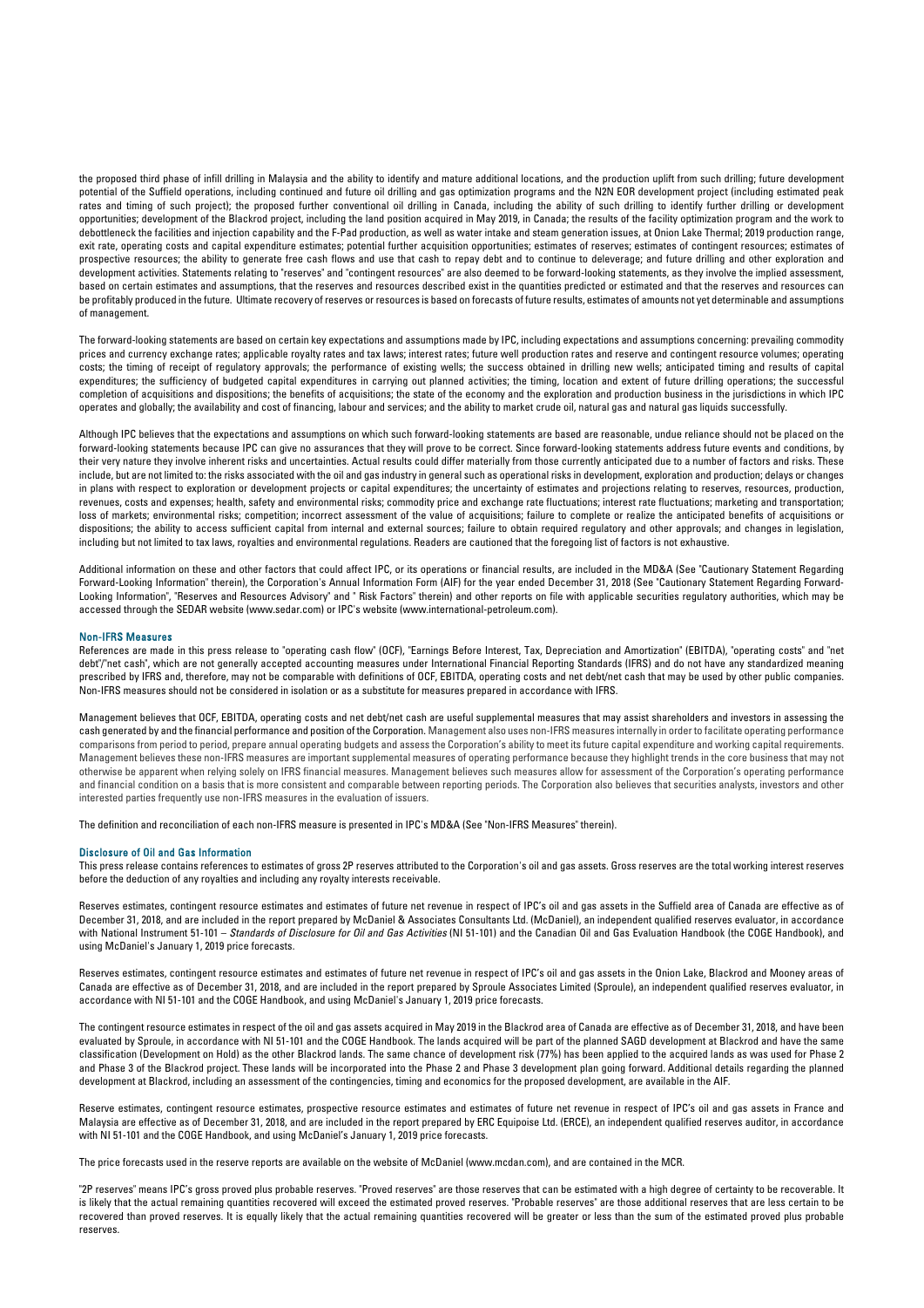the proposed third phase of infill drilling in Malaysia and the ability to identify and mature additional locations, and the production uplift from such drilling; future development potential of the Suffield operations, including continued and future oil drilling and gas optimization programs and the N2N EOR development project (including estimated peak rates and timing of such project); the proposed further conventional oil drilling in Canada, including the ability of such drilling to identify further drilling or development opportunities; development of the Blackrod project, including the land position acquired in May 2019, in Canada; the results of the facility optimization program and the work to debottleneck the facilities and injection capability and the F-Pad production, as well as water intake and steam generation issues, at Onion Lake Thermal; 2019 production range, exit rate, operating costs and capital expenditure estimates; potential further acquisition opportunities; estimates of reserves; estimates of contingent resources; estimates of prospective resources; the ability to generate free cash flows and use that cash to repay debt and to continue to deleverage; and future drilling and other exploration and development activities. Statements relating to "reserves" and "contingent resources" are also deemed to be forward-looking statements, as they involve the implied assessment, based on certain estimates and assumptions, that the reserves and resources described exist in the quantities predicted or estimated and that the reserves and resources can be profitably produced in the future. Ultimate recovery of reserves or resources is based on forecasts of future results, estimates of amounts not yet determinable and assumptions of management.

The forward-looking statements are based on certain key expectations and assumptions made by IPC, including expectations and assumptions concerning: prevailing commodity prices and currency exchange rates; applicable royalty rates and tax laws; interest rates; future well production rates and reserve and contingent resource volumes; operating costs; the timing of receipt of regulatory approvals; the performance of existing wells; the success obtained in drilling new wells; anticipated timing and results of capital expenditures; the sufficiency of budgeted capital expenditures in carrying out planned activities; the timing, location and extent of future drilling operations; the successful completion of acquisitions and dispositions; the benefits of acquisitions; the state of the economy and the exploration and production business in the jurisdictions in which IPC operates and globally; the availability and cost of financing, labour and services; and the ability to market crude oil, natural gas and natural gas liquids successfully.

Although IPC believes that the expectations and assumptions on which such forward-looking statements are based are reasonable, undue reliance should not be placed on the forward-looking statements because IPC can give no assurances that they will prove to be correct. Since forward-looking statements address future events and conditions, by their very nature they involve inherent risks and uncertainties. Actual results could differ materially from those currently anticipated due to a number of factors and risks. These include, but are not limited to: the risks associated with the oil and gas industry in general such as operational risks in development, exploration and production; delays or changes in plans with respect to exploration or development projects or capital expenditures; the uncertainty of estimates and projections relating to reserves, resources, production, revenues, costs and expenses; health, safety and environmental risks; commodity price and exchange rate fluctuations; interest rate fluctuations; marketing and transportation; loss of markets; environmental risks; competition; incorrect assessment of the value of acquisitions; failure to complete or realize the anticipated benefits of acquisitions or dispositions; the ability to access sufficient capital from internal and external sources; failure to obtain required regulatory and other approvals; and changes in legislation, including but not limited to tax laws, royalties and environmental regulations. Readers are cautioned that the foregoing list of factors is not exhaustive.

Additional information on these and other factors that could affect IPC, or its operations or financial results, are included in the MD&A (See "Cautionary Statement Regarding Forward-Looking Information" therein), the Corporation's Annual Information Form (AIF) for the year ended December 31, 2018 (See "Cautionary Statement Regarding Forward-Looking Information", "Reserves and Resources Advisory" and " Risk Factors" therein) and other reports on file with applicable securities regulatory authorities, which may be accessed through the SEDAR website (www.sedar.com) or IPC's website (www.international-petroleum.com).

## Non-IFRS Measures

References are made in this press release to "operating cash flow" (OCF), "Earnings Before Interest, Tax, Depreciation and Amortization" (EBITDA), "operating costs" and "net debt"/"net cash", which are not generally accepted accounting measures under International Financial Reporting Standards (IFRS) and do not have any standardized meaning prescribed by IFRS and, therefore, may not be comparable with definitions of OCF, EBITDA, operating costs and net debt/net cash that may be used by other public companies. Non-IFRS measures should not be considered in isolation or as a substitute for measures prepared in accordance with IFRS.

Management believes that OCF, EBITDA, operating costs and net debt/net cash are useful supplemental measures that may assist shareholders and investors in assessing the cash generated by and the financial performance and position of the Corporation. Management also uses non-IFRS measures internally in order to facilitate operating performance comparisons from period to period, prepare annual operating budgets and assess the Corporation's ability to meet its future capital expenditure and working capital requirements. Management believes these non-IFRS measures are important supplemental measures of operating performance because they highlight trends in the core business that may not otherwise be apparent when relying solely on IFRS financial measures. Management believes such measures allow for assessment of the Corporation's operating performance and financial condition on a basis that is more consistent and comparable between reporting periods. The Corporation also believes that securities analysts, investors and other interested parties frequently use non-IFRS measures in the evaluation of issuers.

The definition and reconciliation of each non-IFRS measure is presented in IPC's MD&A (See "Non-IFRS Measures" therein).

## Disclosure of Oil and Gas Information

This press release contains references to estimates of gross 2P reserves attributed to the Corporation's oil and gas assets. Gross reserves are the total working interest reserves before the deduction of any royalties and including any royalty interests receivable.

Reserves estimates, contingent resource estimates and estimates of future net revenue in respect of IPC's oil and gas assets in the Suffield area of Canada are effective as of December 31, 2018, and are included in the report prepared by McDaniel & Associates Consultants Ltd. (McDaniel), an independent qualified reserves evaluator, in accordance with National Instrument 51-101 – *Standards of Disclosure for Oil and Gas Activities* (NI 51-101) and the Canadian Oil and Gas Evaluation Handbook (the COGE Handbook), and using McDaniel's January 1, 2019 price forecasts.

Reserves estimates, contingent resource estimates and estimates of future net revenue in respect of IPC's oil and gas assets in the Onion Lake, Blackrod and Mooney areas of Canada are effective as of December 31, 2018, and are included in the report prepared by Sproule Associates Limited (Sproule), an independent qualified reserves evaluator, in accordance with NI 51-101 and the COGE Handbook, and using McDaniel's January 1, 2019 price forecasts.

The contingent resource estimates in respect of the oil and gas assets acquired in May 2019 in the Blackrod area of Canada are effective as of December 31, 2018, and have been evaluated by Sproule, in accordance with NI 51-101 and the COGE Handbook. The lands acquired will be part of the planned SAGD development at Blackrod and have the same classification (Development on Hold) as the other Blackrod lands. The same chance of development risk (77%) has been applied to the acquired lands as was used for Phase 2 and Phase 3 of the Blackrod project. These lands will be incorporated into the Phase 2 and Phase 3 development plan going forward. Additional details regarding the planned development at Blackrod, including an assessment of the contingencies, timing and economics for the proposed development, are available in the AIF.

Reserve estimates, contingent resource estimates, prospective resource estimates and estimates of future net revenue in respect of IPC's oil and gas assets in France and Malaysia are effective as of December 31, 2018, and are included in the report prepared by ERC Equipoise Ltd. (ERCE), an independent qualified reserves auditor, in accordance with NI 51-101 and the COGE Handbook, and using McDaniel's January 1, 2019 price forecasts.

The price forecasts used in the reserve reports are available on the website of McDaniel (www.mcdan.com), and are contained in the MCR.

"2P reserves" means IPC's gross proved plus probable reserves. "Proved reserves" are those reserves that can be estimated with a high degree of certainty to be recoverable. It is likely that the actual remaining quantities recovered will exceed the estimated proved reserves. "Probable reserves" are those additional reserves that are less certain to be recovered than proved reserves. It is equally likely that the actual remaining quantities recovered will be greater or less than the sum of the estimated proved plus probable reserves.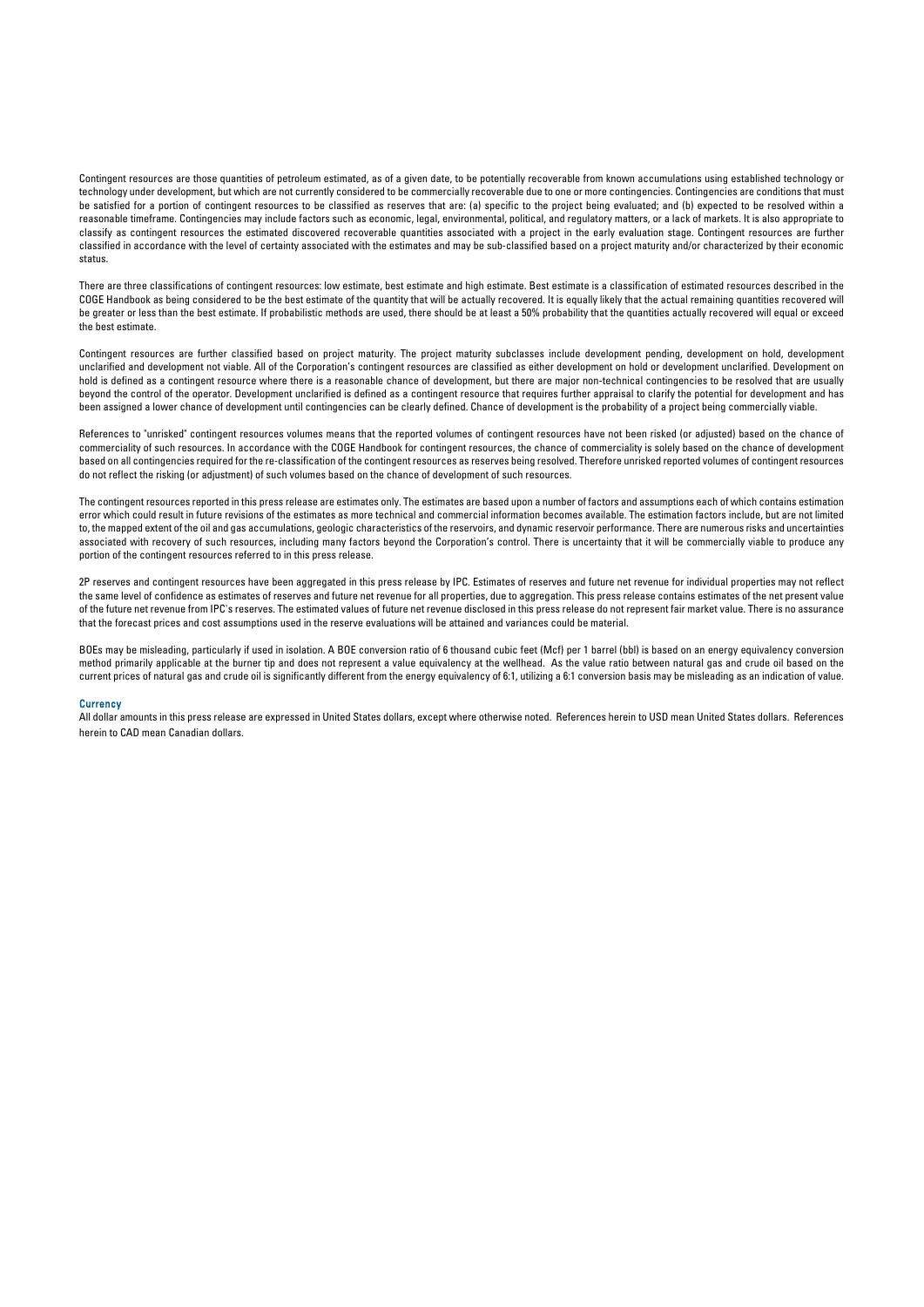Contingent resources are those quantities of petroleum estimated, as of a given date, to be potentially recoverable from known accumulations using established technology or technology under development, but which are not currently considered to be commercially recoverable due to one or more contingencies. Contingencies are conditions that must be satisfied for a portion of contingent resources to be classified as reserves that are: (a) specific to the project being evaluated; and (b) expected to be resolved within a reasonable timeframe. Contingencies may include factors such as economic, legal, environmental, political, and regulatory matters, or a lack of markets. It is also appropriate to classify as contingent resources the estimated discovered recoverable quantities associated with a project in the early evaluation stage. Contingent resources are further classified in accordance with the level of certainty associated with the estimates and may be sub-classified based on a project maturity and/or characterized by their economic status.

There are three classifications of contingent resources: low estimate, best estimate and high estimate. Best estimate is a classification of estimated resources described in the COGE Handbook as being considered to be the best estimate of the quantity that will be actually recovered. It is equally likely that the actual remaining quantities recovered will be greater or less than the best estimate. If probabilistic methods are used, there should be at least a 50% probability that the quantities actually recovered will equal or exceed the best estimate.

Contingent resources are further classified based on project maturity. The project maturity subclasses include development pending, development on hold, development unclarified and development not viable. All of the Corporation's contingent resources are classified as either development on hold or development unclarified. Development on hold is defined as a contingent resource where there is a reasonable chance of development, but there are major non-technical contingencies to be resolved that are usually beyond the control of the operator. Development unclarified is defined as a contingent resource that requires further appraisal to clarify the potential for development and has been assigned a lower chance of development until contingencies can be clearly defined. Chance of development is the probability of a project being commercially viable.

References to "unrisked" contingent resources volumes means that the reported volumes of contingent resources have not been risked (or adjusted) based on the chance of commerciality of such resources. In accordance with the COGE Handbook for contingent resources, the chance of commerciality is solely based on the chance of development based on all contingencies required for the re-classification of the contingent resources as reserves being resolved. Therefore unrisked reported volumes of contingent resources do not reflect the risking (or adjustment) of such volumes based on the chance of development of such resources.

The contingent resources reported in this press release are estimates only. The estimates are based upon a number of factors and assumptions each of which contains estimation error which could result in future revisions of the estimates as more technical and commercial information becomes available. The estimation factors include, but are not limited to, the mapped extent of the oil and gas accumulations, geologic characteristics of the reservoirs, and dynamic reservoir performance. There are numerous risks and uncertainties associated with recovery of such resources, including many factors beyond the Corporation's control. There is uncertainty that it will be commercially viable to produce any portion of the contingent resources referred to in this press release.

2P reserves and contingent resources have been aggregated in this press release by IPC. Estimates of reserves and future net revenue for individual properties may not reflect the same level of confidence as estimates of reserves and future net revenue for all properties, due to aggregation. This press release contains estimates of the net present value of the future net revenue from IPC's reserves. The estimated values of future net revenue disclosed in this press release do not represent fair market value. There is no assurance that the forecast prices and cost assumptions used in the reserve evaluations will be attained and variances could be material.

BOEs may be misleading, particularly if used in isolation. A BOE conversion ratio of 6 thousand cubic feet (Mcf) per 1 barrel (bbl) is based on an energy equivalency conversion method primarily applicable at the burner tip and does not represent a value equivalency at the wellhead. As the value ratio between natural gas and crude oil based on the current prices of natural gas and crude oil is significantly different from the energy equivalency of 6:1, utilizing a 6:1 conversion basis may be misleading as an indication of value.

### Currency

All dollar amounts in this press release are expressed in United States dollars, except where otherwise noted. References herein to USD mean United States dollars. References herein to CAD mean Canadian dollars.